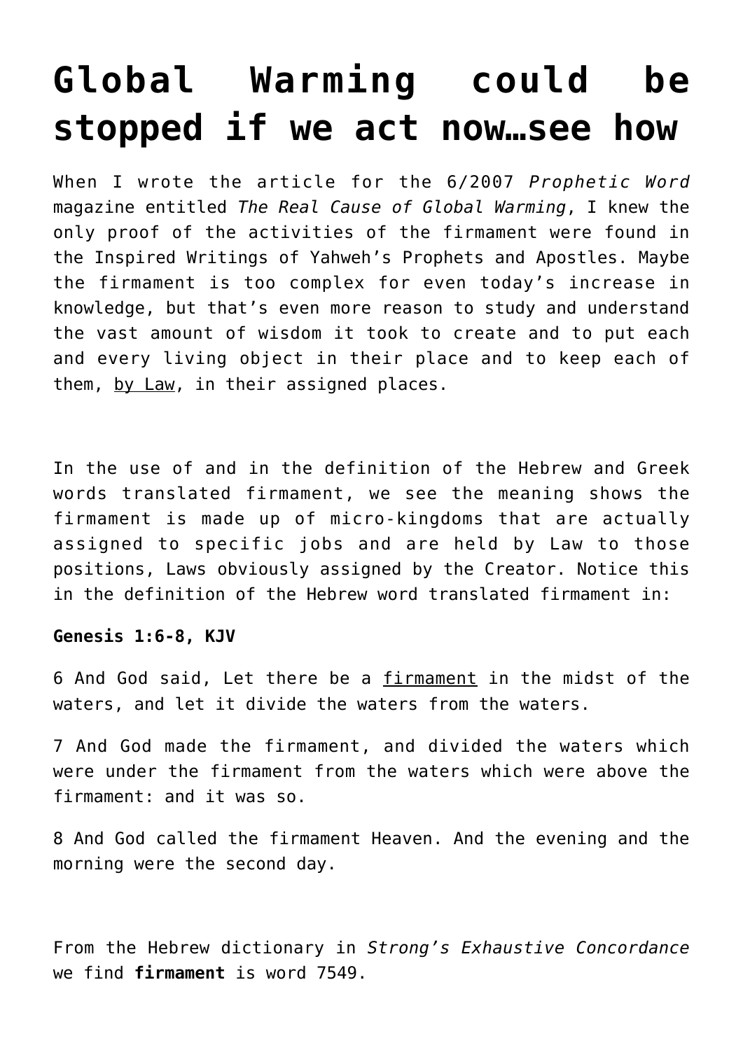# Global Warming could be stopped if we act now…see how

When I wrote the article for the 6/2007 *Prophetic Word* magazine entitled *The Real Cause of Global Warming*, I knew the only proof of the activities of the firmament were found in the Inspired Writings of Yahweh's Prophets and Apostles. Maybe the firmament is too complex for even today's increase in knowledge, but that's even more reason to study and understand the vast amount of wisdom it took to create and to put each and every living object in their place and to keep each of them, by Law, in their assigned places.

In the use of and in the definition of the Hebrew and Greek words translated firmament, we see the meaning shows the firmament is made up of micro-kingdoms that are actually assigned to specific jobs and are held by Law to those positions, Laws obviously assigned by the Creator. Notice this in the definition of the Hebrew word translated firmament in:

**Genesis 1:6-8, KJV**

6 And God said, Let there be a firmament in the midst of the waters, and let it divide the waters from the waters.

7 And God made the firmament, and divided the waters which were under the firmament from the waters which were above the firmament: and it was so.

8 And God called the firmament Heaven. And the evening and the morning were the second day.

From the Hebrew dictionary in *Strong's Exhaustive Concordance* we find **firmament** is word 7549.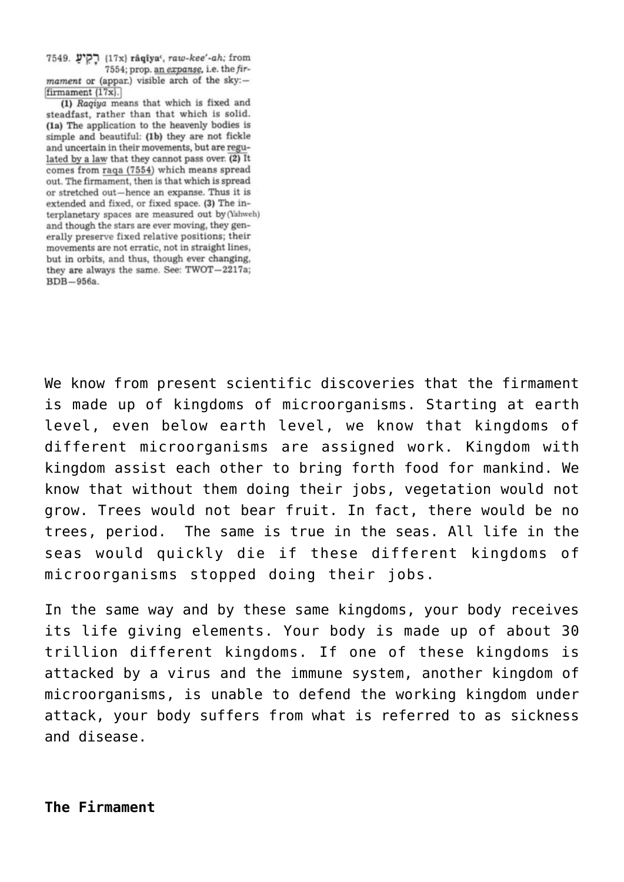7549. רָקִיעַ {17x} **râqîya'**, *raw-kee'-ah;* from 7554; prop. an *expanse*, i.e. the *firmament* or (appar.) visible arch of the sky:—firmament {17x}.

**(1)** *Raqiya* means that which is fixed and steadfast, rather than that which is solid. **(1a)** The application to the heavenly bodies is simple and beautiful: **(1b)** they are not fickle and uncertain in their movements, but are regulated by a law that they cannot pass over. **(2)** It comes from raqa (7554) which means spread out. The firmament, then is that which is spread or stretched out—hence an expanse. Thus it is extended and fixed, or fixed space. **(3)** The interplanetary spaces are measured out by (Yahweh) and though the stars are ever moving, they generally preserve fixed relative positions; their movements are not erratic, not in straight lines, but in orbits, and thus, though ever changing, they are always the same. See: TWOT—2217a; BDB—956a.

We know from present scientific discoveries that the firmament is made up of kingdoms of microorganisms. Starting at earth level, even below earth level, we know that kingdoms of different microorganisms are assigned work. Kingdom with kingdom assist each other to bring forth food for mankind. We know that without them doing their jobs, vegetation would not grow. Trees would not bear fruit. In fact, there would be no trees, period. The same is true in the seas. All life in the seas would quickly die if these different kingdoms of microorganisms stopped doing their jobs.

In the same way and by these same kingdoms, your body receives its life giving elements. Your body is made up of about 30 trillion different kingdoms. If one of these kingdoms is attacked by a virus and the immune system, another kingdom of microorganisms, is unable to defend the working kingdom under attack, your body suffers from what is referred to as sickness and disease.

**The Firmament**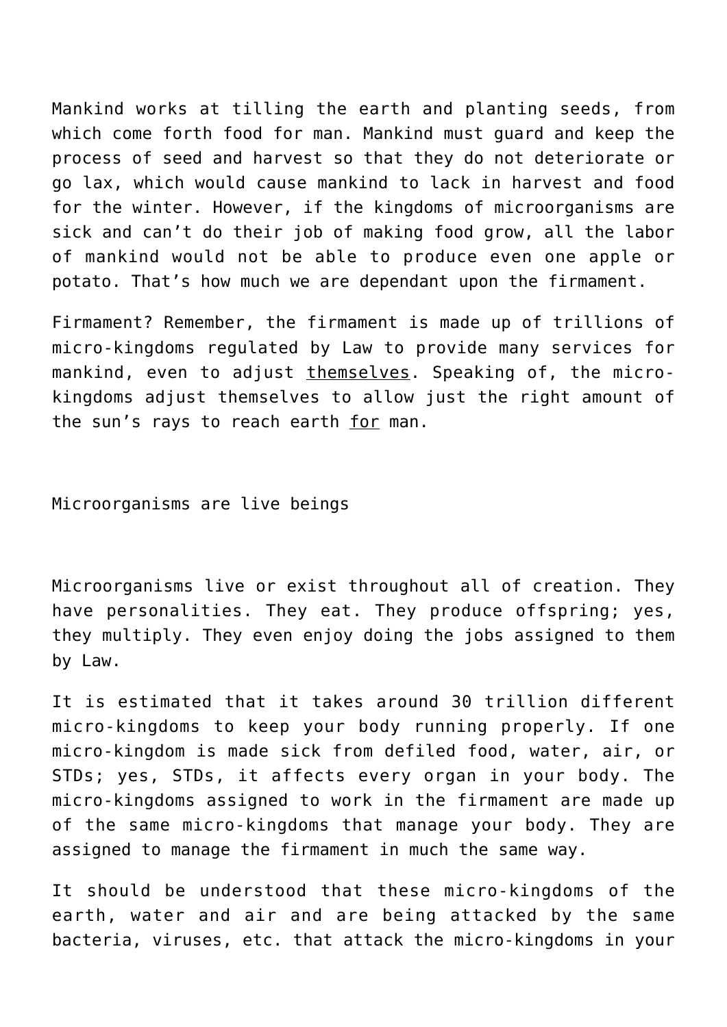Mankind works at tilling the earth and planting seeds, from which come forth food for man. Mankind must guard and keep the process of seed and harvest so that they do not deteriorate or go lax, which would cause mankind to lack in harvest and food for the winter. However, if the kingdoms of microorganisms are sick and can't do their job of making food grow, all the labor of mankind would not be able to produce even one apple or potato. That's how much we are dependant upon the firmament.

Firmament? Remember, the firmament is made up of trillions of micro-kingdoms regulated by Law to provide many services for mankind, even to adjust <u>themselves</u>. Speaking of, the micro-kingdoms adjust themselves to allow just the right amount of the sun's rays to reach earth <u>for</u> man.

Microorganisms are live beings

Microorganisms live or exist throughout all of creation. They have personalities. They eat. They produce offspring; yes, they multiply. They even enjoy doing the jobs assigned to them by Law.

It is estimated that it takes around 30 trillion different micro-kingdoms to keep your body running properly. If one micro-kingdom is made sick from defiled food, water, air, or STDs; yes, STDs, it affects every organ in your body. The micro-kingdoms assigned to work in the firmament are made up of the same micro-kingdoms that manage your body. They are assigned to manage the firmament in much the same way.

It should be understood that these micro-kingdoms of the earth, water and air and are being attacked by the same bacteria, viruses, etc. that attack the micro-kingdoms in your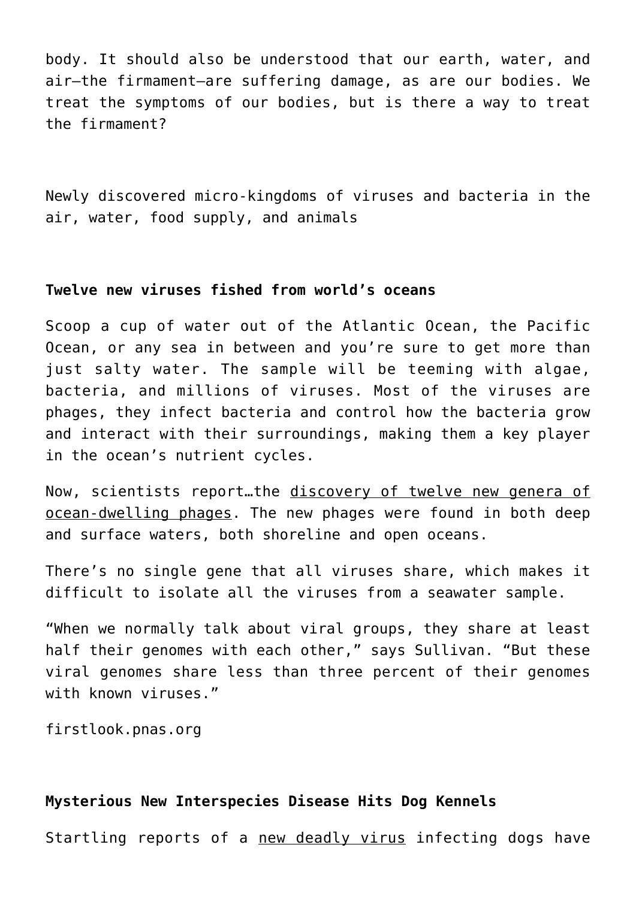body. It should also be understood that our earth, water, and air—the firmament—are suffering damage, as are our bodies. We treat the symptoms of our bodies, but is there a way to treat the firmament?

Newly discovered micro-kingdoms of viruses and bacteria in the air, water, food supply, and animals

**Twelve new viruses fished from world's oceans**

Scoop a cup of water out of the Atlantic Ocean, the Pacific Ocean, or any sea in between and you're sure to get more than just salty water. The sample will be teeming with algae, bacteria, and millions of viruses. Most of the viruses are phages, they infect bacteria and control how the bacteria grow and interact with their surroundings, making them a key player in the ocean's nutrient cycles.

Now, scientists report…the discovery of twelve new genera of ocean-dwelling phages. The new phages were found in both deep and surface waters, both shoreline and open oceans.

There's no single gene that all viruses share, which makes it difficult to isolate all the viruses from a seawater sample.

"When we normally talk about viral groups, they share at least half their genomes with each other," says Sullivan. "But these viral genomes share less than three percent of their genomes with known viruses."

firstlook.pnas.org

**Mysterious New Interspecies Disease Hits Dog Kennels**

Startling reports of a new deadly virus infecting dogs have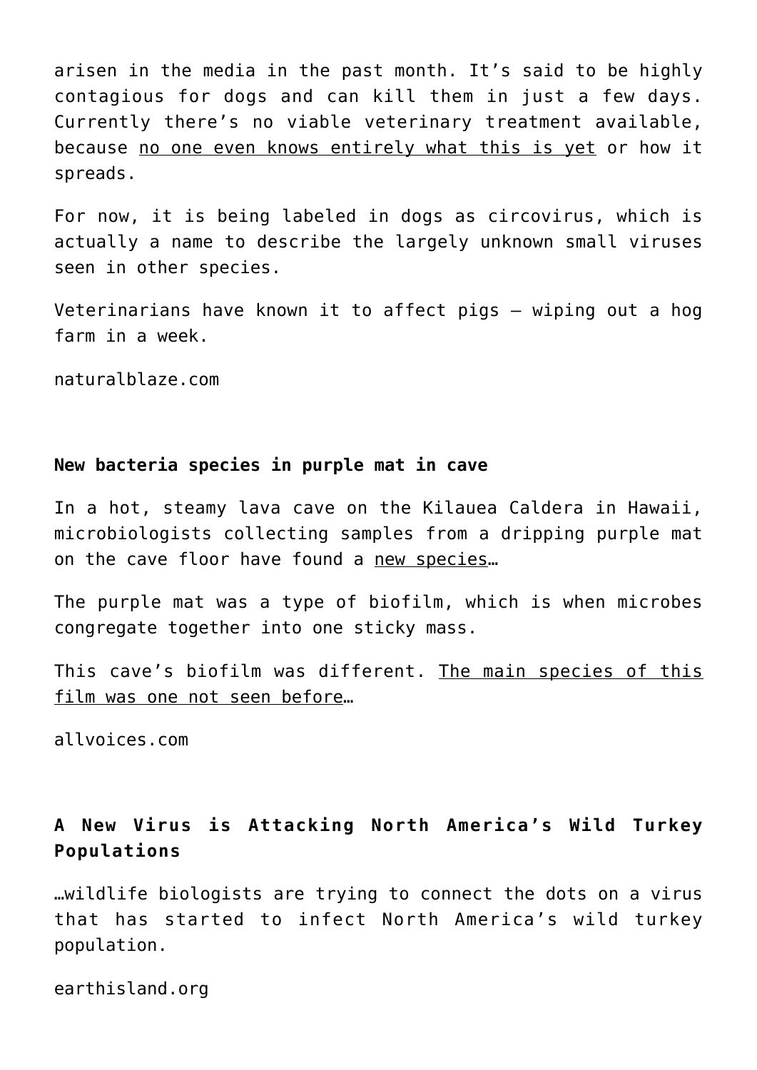arisen in the media in the past month. It's said to be highly contagious for dogs and can kill them in just a few days. Currently there's no viable veterinary treatment available, because no one even knows entirely what this is yet or how it spreads.

For now, it is being labeled in dogs as circovirus, which is actually a name to describe the largely unknown small viruses seen in other species.

Veterinarians have known it to affect pigs – wiping out a hog farm in a week.

naturalblaze.com

**New bacteria species in purple mat in cave**

In a hot, steamy lava cave on the Kilauea Caldera in Hawaii, microbiologists collecting samples from a dripping purple mat on the cave floor have found a new species…

The purple mat was a type of biofilm, which is when microbes congregate together into one sticky mass.

This cave's biofilm was different. The main species of this film was one not seen before…

allvoices.com

**A New Virus is Attacking North America's Wild Turkey Populations**

…wildlife biologists are trying to connect the dots on a virus that has started to infect North America's wild turkey population.

earthisland.org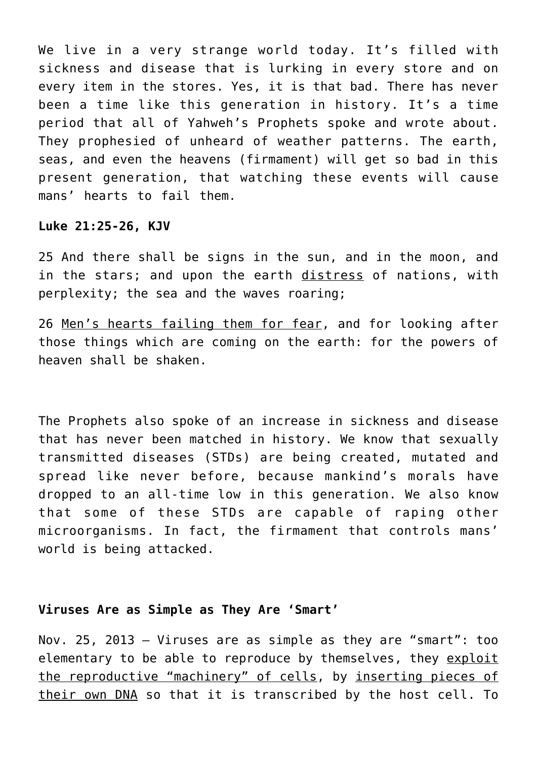We live in a very strange world today. It's filled with sickness and disease that is lurking in every store and on every item in the stores. Yes, it is that bad. There has never been a time like this generation in history. It's a time period that all of Yahweh's Prophets spoke and wrote about. They prophesied of unheard of weather patterns. The earth, seas, and even the heavens (firmament) will get so bad in this present generation, that watching these events will cause mans' hearts to fail them.

**Luke 21:25-26, KJV**

25 And there shall be signs in the sun, and in the moon, and in the stars; and upon the earth <u>distress</u> of nations, with perplexity; the sea and the waves roaring;

26 <u>Men's hearts failing them for fear</u>, and for looking after those things which are coming on the earth: for the powers of heaven shall be shaken.

The Prophets also spoke of an increase in sickness and disease that has never been matched in history. We know that sexually transmitted diseases (STDs) are being created, mutated and spread like never before, because mankind's morals have dropped to an all-time low in this generation. We also know that some of these STDs are capable of raping other microorganisms. In fact, the firmament that controls mans' world is being attacked.

**Viruses Are as Simple as They Are 'Smart'**

Nov. 25, 2013 — Viruses are as simple as they are "smart": too elementary to be able to reproduce by themselves, they <u>exploit the reproductive "machinery" of cells</u>, by <u>inserting pieces of their own DNA</u> so that it is transcribed by the host cell. To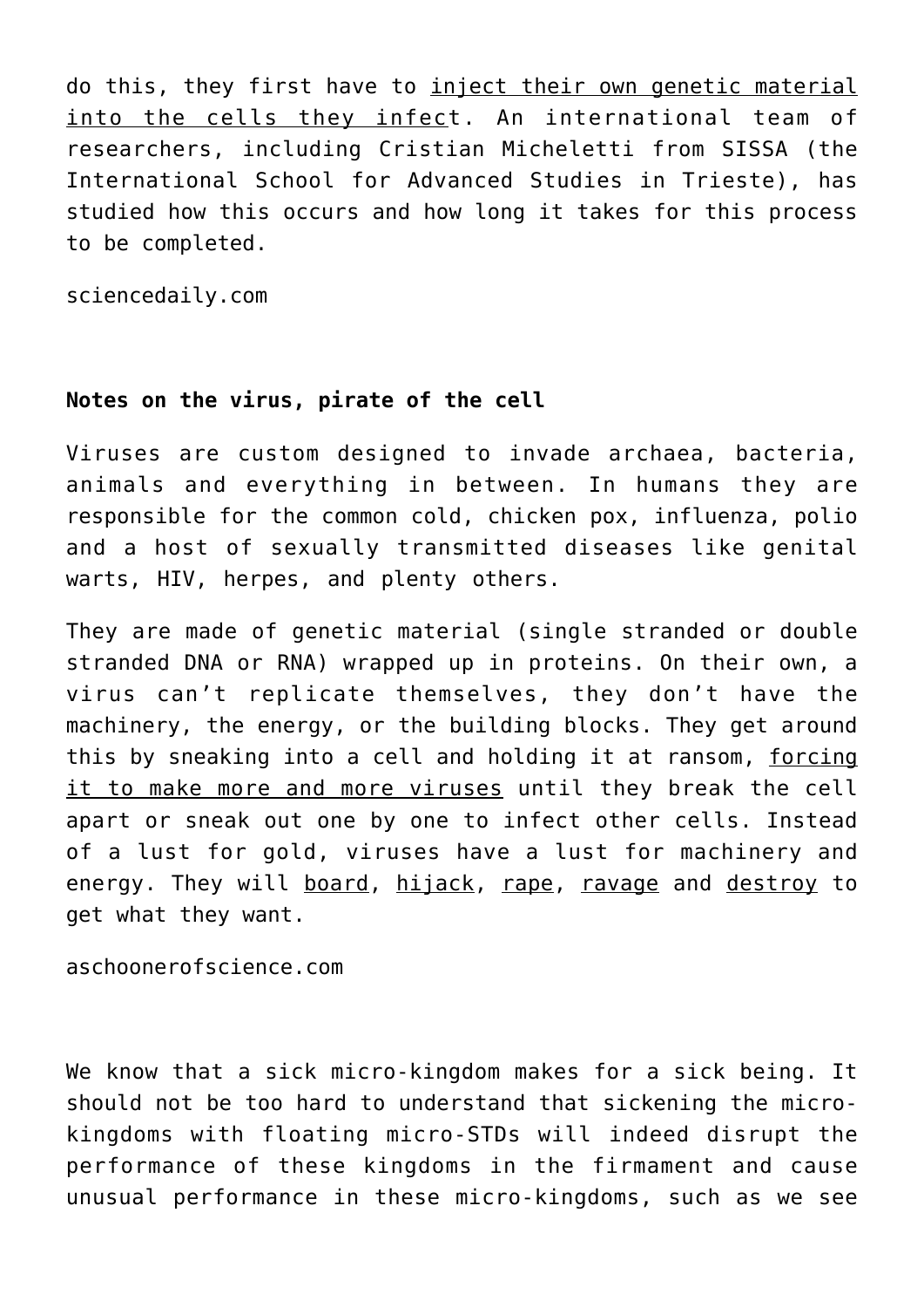do this, they first have to inject their own genetic material into the cells they infect. An international team of researchers, including Cristian Micheletti from SISSA (the International School for Advanced Studies in Trieste), has studied how this occurs and how long it takes for this process to be completed.

sciencedaily.com

**Notes on the virus, pirate of the cell**

Viruses are custom designed to invade archaea, bacteria, animals and everything in between. In humans they are responsible for the common cold, chicken pox, influenza, polio and a host of sexually transmitted diseases like genital warts, HIV, herpes, and plenty others.

They are made of genetic material (single stranded or double stranded DNA or RNA) wrapped up in proteins. On their own, a virus can't replicate themselves, they don't have the machinery, the energy, or the building blocks. They get around this by sneaking into a cell and holding it at ransom, forcing it to make more and more viruses until they break the cell apart or sneak out one by one to infect other cells. Instead of a lust for gold, viruses have a lust for machinery and energy. They will board, hijack, rape, ravage and destroy to get what they want.

aschoonerofscience.com

We know that a sick micro-kingdom makes for a sick being. It should not be too hard to understand that sickening the micro-kingdoms with floating micro-STDs will indeed disrupt the performance of these kingdoms in the firmament and cause unusual performance in these micro-kingdoms, such as we see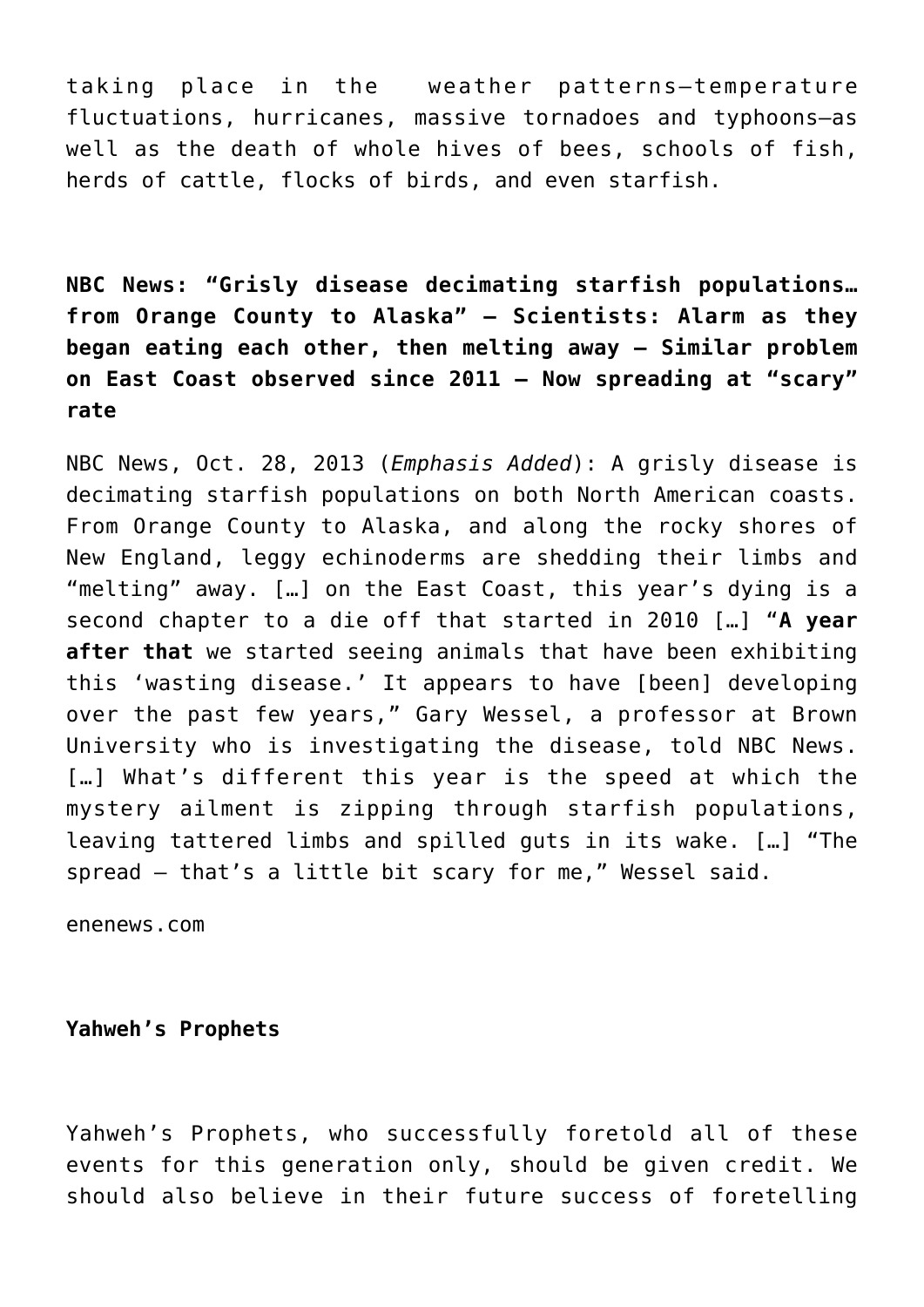taking place in the weather patterns—temperature fluctuations, hurricanes, massive tornadoes and typhoons—as well as the death of whole hives of bees, schools of fish, herds of cattle, flocks of birds, and even starfish.

**NBC News: "Grisly disease decimating starfish populations… from Orange County to Alaska" – Scientists: Alarm as they began eating each other, then melting away – Similar problem on East Coast observed since 2011 – Now spreading at "scary" rate**

NBC News, Oct. 28, 2013 (*Emphasis Added*): A grisly disease is decimating starfish populations on both North American coasts. From Orange County to Alaska, and along the rocky shores of New England, leggy echinoderms are shedding their limbs and "melting" away. […] on the East Coast, this year's dying is a second chapter to a die off that started in 2010 […] "**A year after that** we started seeing animals that have been exhibiting this 'wasting disease.' It appears to have [been] developing over the past few years," Gary Wessel, a professor at Brown University who is investigating the disease, told NBC News. […] What's different this year is the speed at which the mystery ailment is zipping through starfish populations, leaving tattered limbs and spilled guts in its wake. […] "The spread – that's a little bit scary for me," Wessel said.

enenews.com

**Yahweh's Prophets**

Yahweh's Prophets, who successfully foretold all of these events for this generation only, should be given credit. We should also believe in their future success of foretelling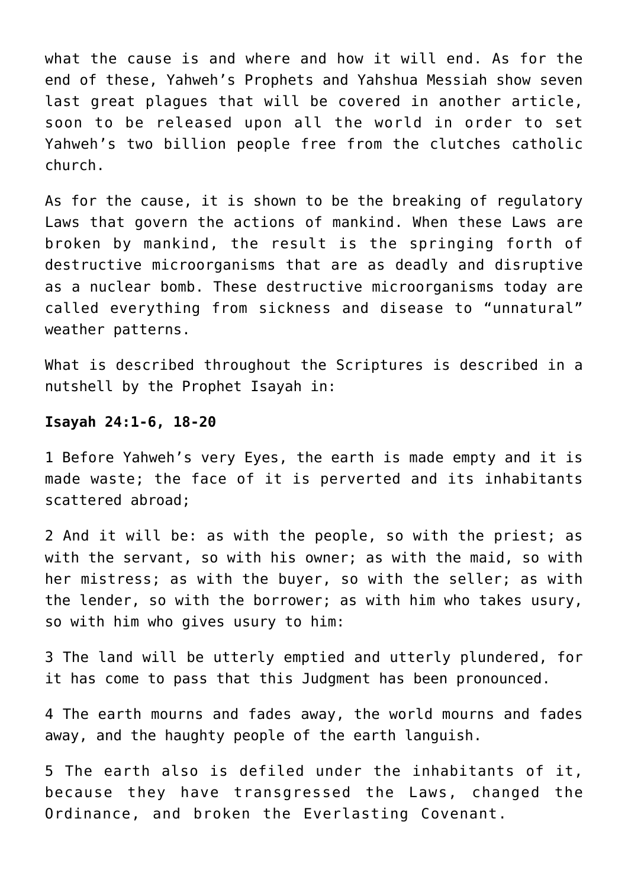what the cause is and where and how it will end. As for the end of these, Yahweh's Prophets and Yahshua Messiah show seven last great plagues that will be covered in another article, soon to be released upon all the world in order to set Yahweh's two billion people free from the clutches catholic church.

As for the cause, it is shown to be the breaking of regulatory Laws that govern the actions of mankind. When these Laws are broken by mankind, the result is the springing forth of destructive microorganisms that are as deadly and disruptive as a nuclear bomb. These destructive microorganisms today are called everything from sickness and disease to "unnatural" weather patterns.

What is described throughout the Scriptures is described in a nutshell by the Prophet Isayah in:

**Isayah 24:1-6, 18-20**

1 Before Yahweh's very Eyes, the earth is made empty and it is made waste; the face of it is perverted and its inhabitants scattered abroad;

2 And it will be: as with the people, so with the priest; as with the servant, so with his owner; as with the maid, so with her mistress; as with the buyer, so with the seller; as with the lender, so with the borrower; as with him who takes usury, so with him who gives usury to him:

3 The land will be utterly emptied and utterly plundered, for it has come to pass that this Judgment has been pronounced.

4 The earth mourns and fades away, the world mourns and fades away, and the haughty people of the earth languish.

5 The earth also is defiled under the inhabitants of it, because they have transgressed the Laws, changed the Ordinance, and broken the Everlasting Covenant.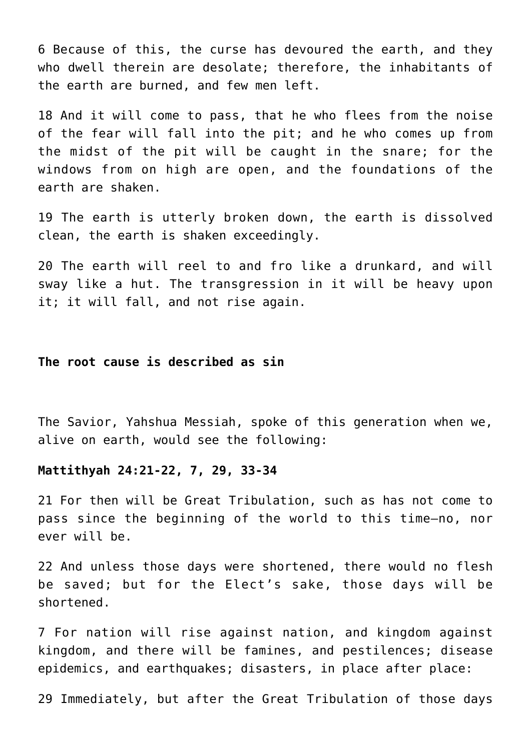6 Because of this, the curse has devoured the earth, and they who dwell therein are desolate; therefore, the inhabitants of the earth are burned, and few men left.

18 And it will come to pass, that he who flees from the noise of the fear will fall into the pit; and he who comes up from the midst of the pit will be caught in the snare; for the windows from on high are open, and the foundations of the earth are shaken.

19 The earth is utterly broken down, the earth is dissolved clean, the earth is shaken exceedingly.

20 The earth will reel to and fro like a drunkard, and will sway like a hut. The transgression in it will be heavy upon it; it will fall, and not rise again.

**The root cause is described as sin**

The Savior, Yahshua Messiah, spoke of this generation when we, alive on earth, would see the following:

**Mattithyah 24:21-22, 7, 29, 33-34**

21 For then will be Great Tribulation, such as has not come to pass since the beginning of the world to this time—no, nor ever will be.

22 And unless those days were shortened, there would no flesh be saved; but for the Elect's sake, those days will be shortened.

7 For nation will rise against nation, and kingdom against kingdom, and there will be famines, and pestilences; disease epidemics, and earthquakes; disasters, in place after place:

29 Immediately, but after the Great Tribulation of those days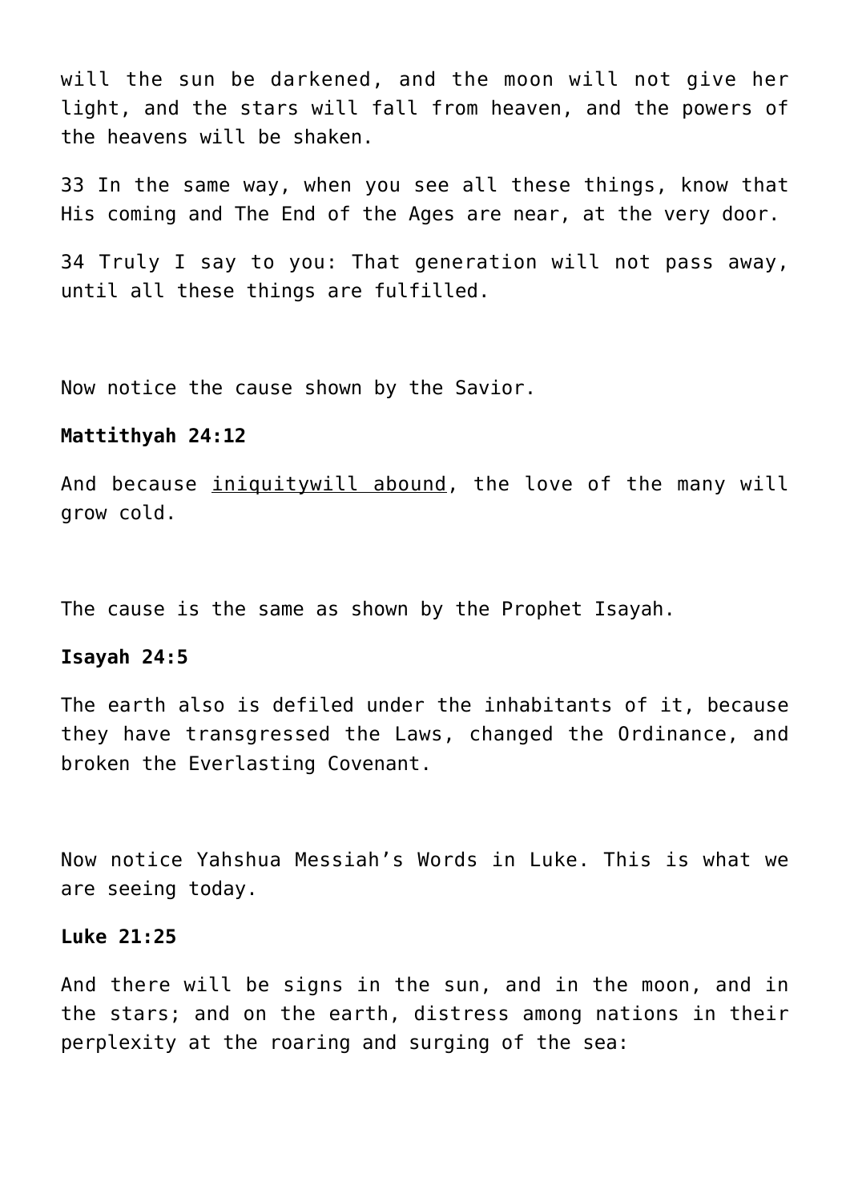will the sun be darkened, and the moon will not give her light, and the stars will fall from heaven, and the powers of the heavens will be shaken.

33 In the same way, when you see all these things, know that His coming and The End of the Ages are near, at the very door.

34 Truly I say to you: That generation will not pass away, until all these things are fulfilled.

Now notice the cause shown by the Savior.

**Mattithyah 24:12**

And because <u>iniquitywill abound</u>, the love of the many will grow cold.

The cause is the same as shown by the Prophet Isayah.

**Isayah 24:5**

The earth also is defiled under the inhabitants of it, because they have transgressed the Laws, changed the Ordinance, and broken the Everlasting Covenant.

Now notice Yahshua Messiah's Words in Luke. This is what we are seeing today.

**Luke 21:25**

And there will be signs in the sun, and in the moon, and in the stars; and on the earth, distress among nations in their perplexity at the roaring and surging of the sea: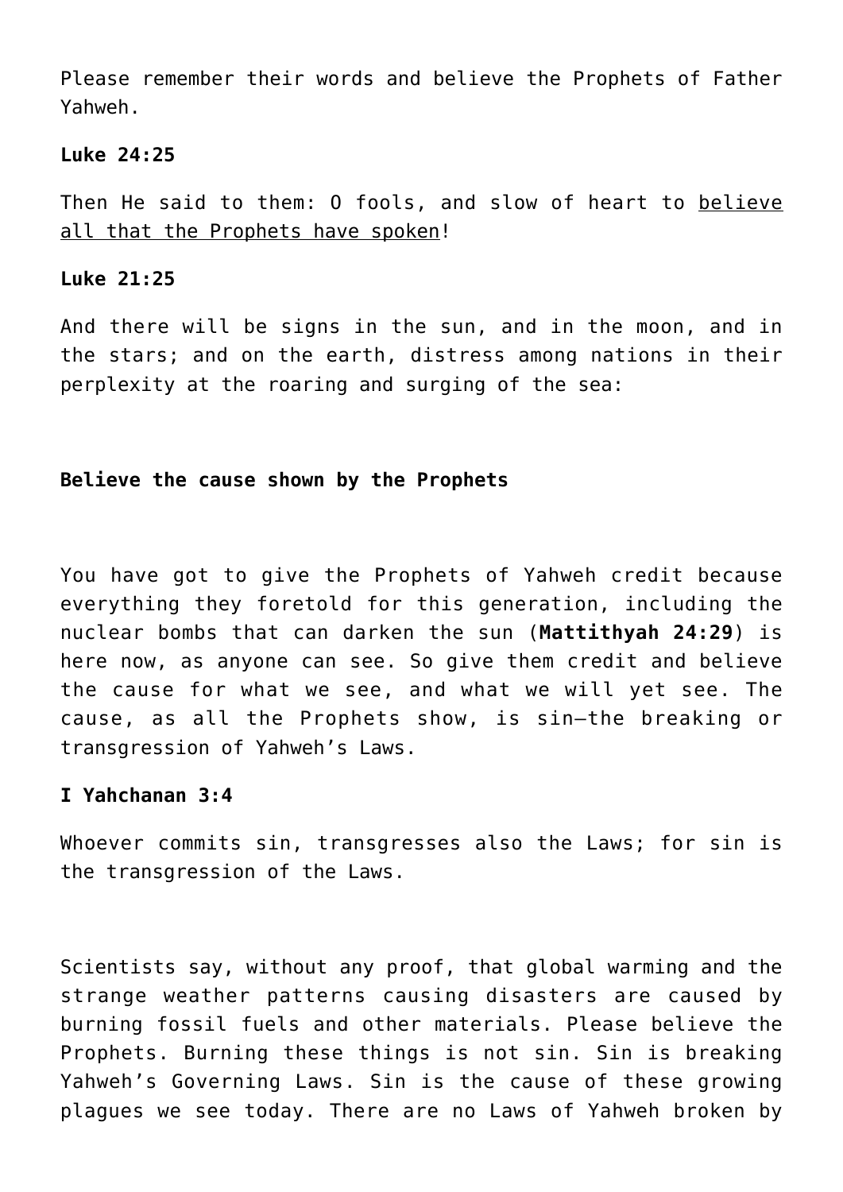Please remember their words and believe the Prophets of Father Yahweh.

**Luke 24:25**

Then He said to them: O fools, and slow of heart to <u>believe all that the Prophets have spoken</u>!

**Luke 21:25**

And there will be signs in the sun, and in the moon, and in the stars; and on the earth, distress among nations in their perplexity at the roaring and surging of the sea:

**Believe the cause shown by the Prophets**

You have got to give the Prophets of Yahweh credit because everything they foretold for this generation, including the nuclear bombs that can darken the sun (**Mattithyah 24:29**) is here now, as anyone can see. So give them credit and believe the cause for what we see, and what we will yet see. The cause, as all the Prophets show, is sin—the breaking or transgression of Yahweh's Laws.

**I Yahchanan 3:4**

Whoever commits sin, transgresses also the Laws; for sin is the transgression of the Laws.

Scientists say, without any proof, that global warming and the strange weather patterns causing disasters are caused by burning fossil fuels and other materials. Please believe the Prophets. Burning these things is not sin. Sin is breaking Yahweh's Governing Laws. Sin is the cause of these growing plagues we see today. There are no Laws of Yahweh broken by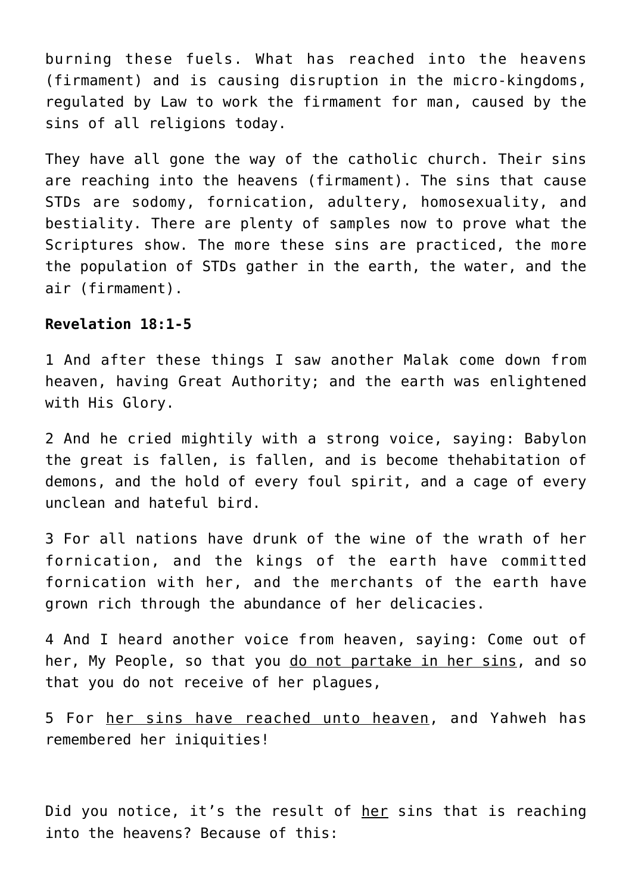burning these fuels. What has reached into the heavens (firmament) and is causing disruption in the micro-kingdoms, regulated by Law to work the firmament for man, caused by the sins of all religions today.

They have all gone the way of the catholic church. Their sins are reaching into the heavens (firmament). The sins that cause STDs are sodomy, fornication, adultery, homosexuality, and bestiality. There are plenty of samples now to prove what the Scriptures show. The more these sins are practiced, the more the population of STDs gather in the earth, the water, and the air (firmament).

**Revelation 18:1-5**

1 And after these things I saw another Malak come down from heaven, having Great Authority; and the earth was enlightened with His Glory.

2 And he cried mightily with a strong voice, saying: Babylon the great is fallen, is fallen, and is become thehabitation of demons, and the hold of every foul spirit, and a cage of every unclean and hateful bird.

3 For all nations have drunk of the wine of the wrath of her fornication, and the kings of the earth have committed fornication with her, and the merchants of the earth have grown rich through the abundance of her delicacies.

4 And I heard another voice from heaven, saying: Come out of her, My People, so that you <u>do not partake in her sins</u>, and so that you do not receive of her plagues,

5 For <u>her sins have reached unto heaven</u>, and Yahweh has remembered her iniquities!

Did you notice, it's the result of <u>her</u> sins that is reaching into the heavens? Because of this: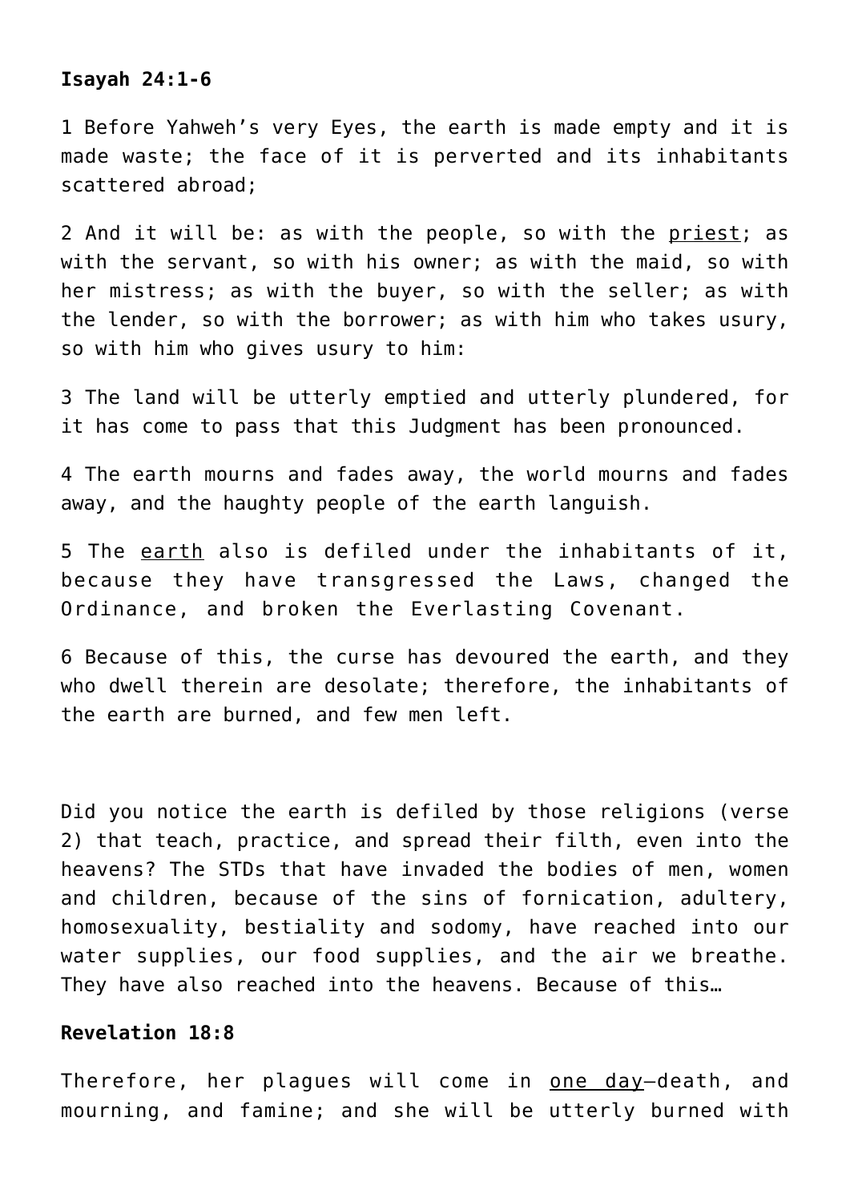**Isayah 24:1-6**

1 Before Yahweh's very Eyes, the earth is made empty and it is made waste; the face of it is perverted and its inhabitants scattered abroad;

2 And it will be: as with the people, so with the <u>priest</u>; as with the servant, so with his owner; as with the maid, so with her mistress; as with the buyer, so with the seller; as with the lender, so with the borrower; as with him who takes usury, so with him who gives usury to him:

3 The land will be utterly emptied and utterly plundered, for it has come to pass that this Judgment has been pronounced.

4 The earth mourns and fades away, the world mourns and fades away, and the haughty people of the earth languish.

5 The <u>earth</u> also is defiled under the inhabitants of it, because they have transgressed the Laws, changed the Ordinance, and broken the Everlasting Covenant.

6 Because of this, the curse has devoured the earth, and they who dwell therein are desolate; therefore, the inhabitants of the earth are burned, and few men left.

Did you notice the earth is defiled by those religions (verse 2) that teach, practice, and spread their filth, even into the heavens? The STDs that have invaded the bodies of men, women and children, because of the sins of fornication, adultery, homosexuality, bestiality and sodomy, have reached into our water supplies, our food supplies, and the air we breathe. They have also reached into the heavens. Because of this…

**Revelation 18:8**

Therefore, her plagues will come in <u>one day</u>—death, and mourning, and famine; and she will be utterly burned with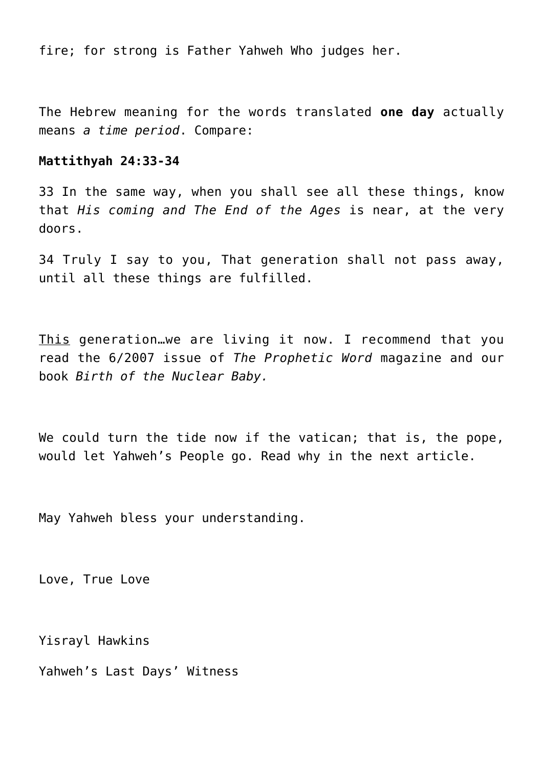fire; for strong is Father Yahweh Who judges her.

The Hebrew meaning for the words translated **one day** actually means *a time period*. Compare:

**Mattithyah 24:33-34**

33 In the same way, when you shall see all these things, know that *His coming and The End of the Ages* is near, at the very doors.

34 Truly I say to you, That generation shall not pass away, until all these things are fulfilled.

<u>This</u> generation…we are living it now. I recommend that you read the 6/2007 issue of *The Prophetic Word* magazine and our book *Birth of the Nuclear Baby.*

We could turn the tide now if the vatican; that is, the pope, would let Yahweh's People go. Read why in the next article.

May Yahweh bless your understanding.

Love, True Love

Yisrayl Hawkins

Yahweh's Last Days' Witness